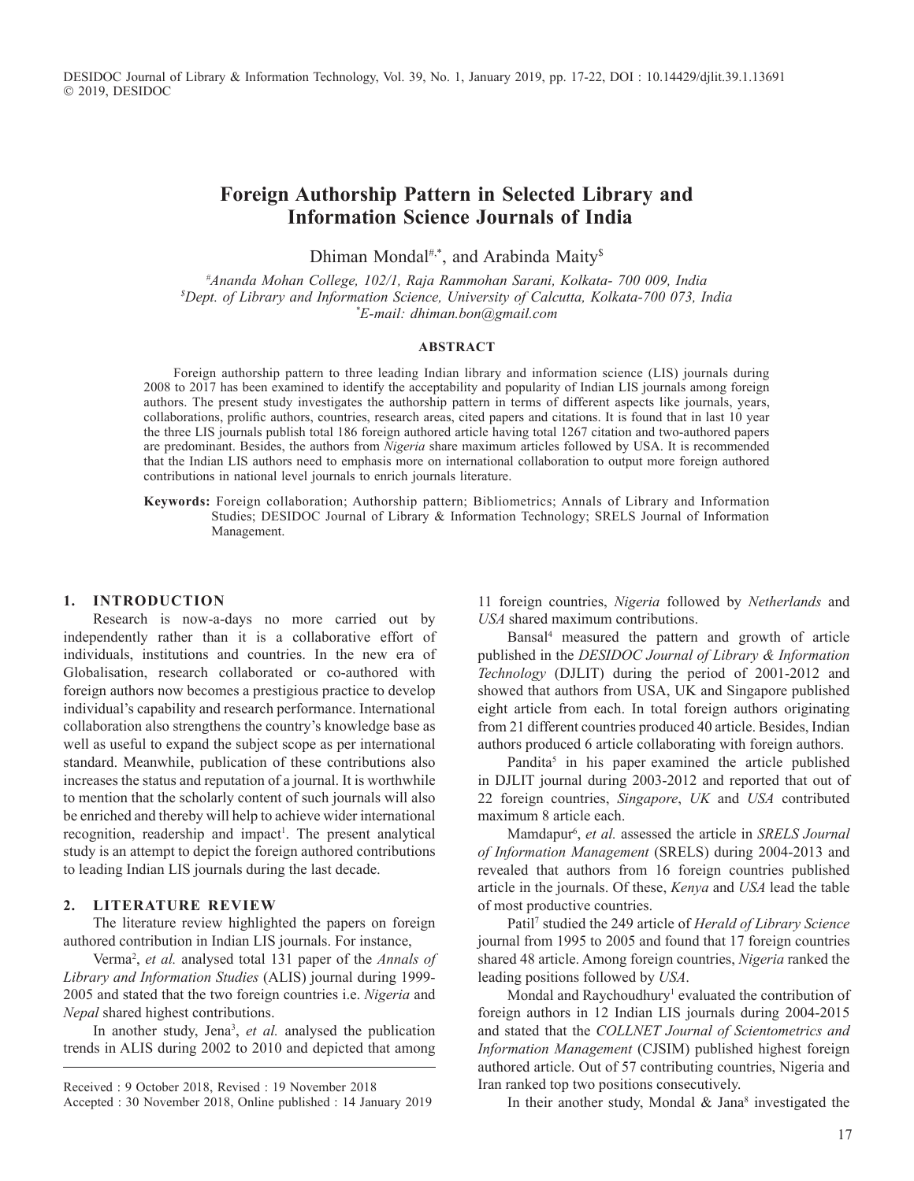# Foreign Authorship Pattern in Selected Library and Information Science Journals of India

Dhiman Mondal[#,*], and Arabinda Maity[$]

[#]*Ananda Mohan College, 102/1, Raja Rammohan Sarani, Kolkata- 700 009, India*
[$]*Dept. of Library and Information Science, University of Calcutta, Kolkata-700 073, India*
[*]*E-mail: dhiman.bon@gmail.com*

## ABSTRACT

Foreign authorship pattern to three leading Indian library and information science (LIS) journals during 2008 to 2017 has been examined to identify the acceptability and popularity of Indian LIS journals among foreign authors. The present study investigates the authorship pattern in terms of different aspects like journals, years, collaborations, prolific authors, countries, research areas, cited papers and citations. It is found that in last 10 year the three LIS journals publish total 186 foreign authored article having total 1267 citation and two-authored papers are predominant. Besides, the authors from *Nigeria* share maximum articles followed by USA. It is recommended that the Indian LIS authors need to emphasis more on international collaboration to output more foreign authored contributions in national level journals to enrich journals literature.

**Keywords:** Foreign collaboration; Authorship pattern; Bibliometrics; Annals of Library and Information Studies; DESIDOC Journal of Library & Information Technology; SRELS Journal of Information Management.

## 1. INTRODUCTION

Research is now-a-days no more carried out by independently rather than it is a collaborative effort of individuals, institutions and countries. In the new era of Globalisation, research collaborated or co-authored with foreign authors now becomes a prestigious practice to develop individual's capability and research performance. International collaboration also strengthens the country's knowledge base as well as useful to expand the subject scope as per international standard. Meanwhile, publication of these contributions also increases the status and reputation of a journal. It is worthwhile to mention that the scholarly content of such journals will also be enriched and thereby will help to achieve wider international recognition, readership and impact[1]. The present analytical study is an attempt to depict the foreign authored contributions to leading Indian LIS journals during the last decade.

## 2. LITERATURE REVIEW

The literature review highlighted the papers on foreign authored contribution in Indian LIS journals. For instance,

Verma[2], *et al.* analysed total 131 paper of the *Annals of Library and Information Studies* (ALIS) journal during 1999-2005 and stated that the two foreign countries i.e. *Nigeria* and *Nepal* shared highest contributions.

In another study, Jena[3], *et al.* analysed the publication trends in ALIS during 2002 to 2010 and depicted that among 11 foreign countries, *Nigeria* followed by *Netherlands* and *USA* shared maximum contributions.

Bansal[4] measured the pattern and growth of article published in the *DESIDOC Journal of Library & Information Technology* (DJLIT) during the period of 2001-2012 and showed that authors from USA, UK and Singapore published eight article from each. In total foreign authors originating from 21 different countries produced 40 article. Besides, Indian authors produced 6 article collaborating with foreign authors.

Pandita[5] in his paper examined the article published in DJLIT journal during 2003-2012 and reported that out of 22 foreign countries, *Singapore*, *UK* and *USA* contributed maximum 8 article each.

Mamdapur[6], *et al.* assessed the article in *SRELS Journal of Information Management* (SRELS) during 2004-2013 and revealed that authors from 16 foreign countries published article in the journals. Of these, *Kenya* and *USA* lead the table of most productive countries.

Patil[7] studied the 249 article of *Herald of Library Science* journal from 1995 to 2005 and found that 17 foreign countries shared 48 article. Among foreign countries, *Nigeria* ranked the leading positions followed by *USA*.

Mondal and Raychoudhury[1] evaluated the contribution of foreign authors in 12 Indian LIS journals during 2004-2015 and stated that the *COLLNET Journal of Scientometrics and Information Management* (CJSIM) published highest foreign authored article. Out of 57 contributing countries, Nigeria and Iran ranked top two positions consecutively.

In their another study, Mondal & Jana[8] investigated the

Received : 9 October 2018, Revised : 19 November 2018
Accepted : 30 November 2018, Online published : 14 January 2019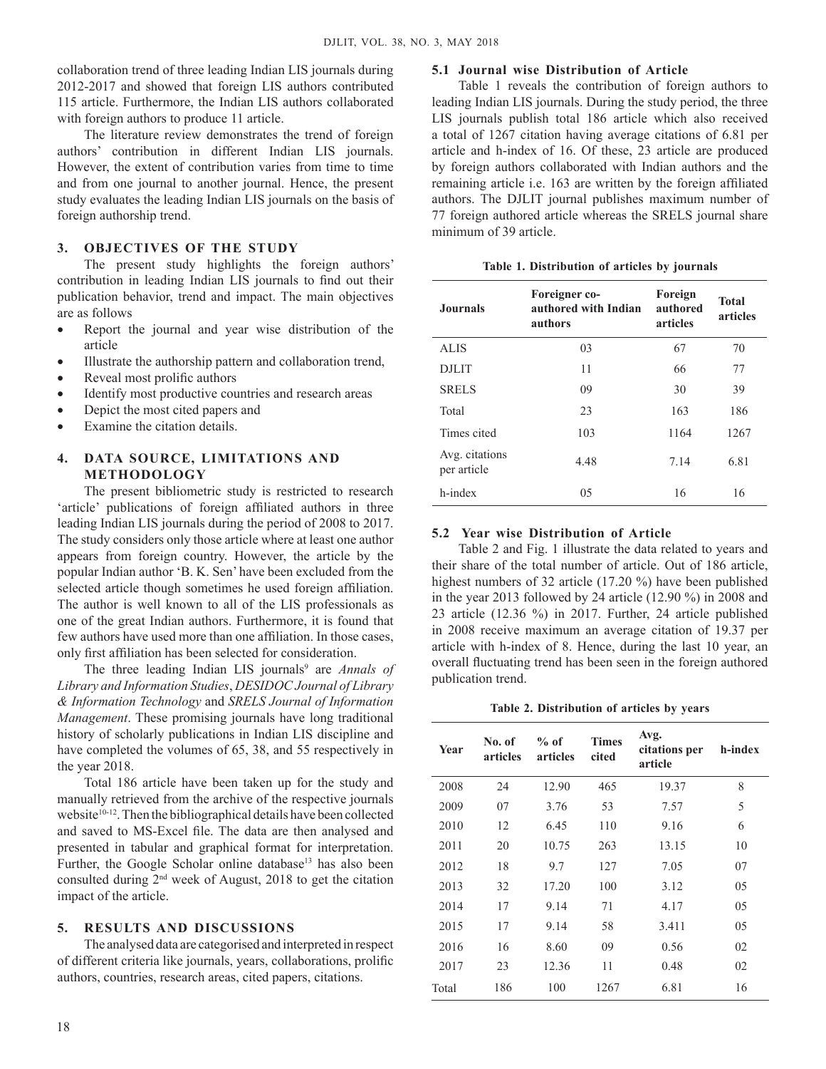collaboration trend of three leading Indian LIS journals during 2012-2017 and showed that foreign LIS authors contributed 115 article. Furthermore, the Indian LIS authors collaborated with foreign authors to produce 11 article.

The literature review demonstrates the trend of foreign authors' contribution in different Indian LIS journals. However, the extent of contribution varies from time to time and from one journal to another journal. Hence, the present study evaluates the leading Indian LIS journals on the basis of foreign authorship trend.

## 3. OBJECTIVES OF THE STUDY

The present study highlights the foreign authors' contribution in leading Indian LIS journals to find out their publication behavior, trend and impact. The main objectives are as follows

- Report the journal and year wise distribution of the article
- Illustrate the authorship pattern and collaboration trend,
- Reveal most prolific authors
- Identify most productive countries and research areas
- Depict the most cited papers and
- Examine the citation details.

## 4. DATA SOURCE, LIMITATIONS AND METHODOLOGY

The present bibliometric study is restricted to research 'article' publications of foreign affiliated authors in three leading Indian LIS journals during the period of 2008 to 2017. The study considers only those article where at least one author appears from foreign country. However, the article by the popular Indian author 'B. K. Sen' have been excluded from the selected article though sometimes he used foreign affiliation. The author is well known to all of the LIS professionals as one of the great Indian authors. Furthermore, it is found that few authors have used more than one affiliation. In those cases, only first affiliation has been selected for consideration.

The three leading Indian LIS journals[9] are *Annals of Library and Information Studies*, *DESIDOC Journal of Library & Information Technology* and *SRELS Journal of Information Management*. These promising journals have long traditional history of scholarly publications in Indian LIS discipline and have completed the volumes of 65, 38, and 55 respectively in the year 2018.

Total 186 article have been taken up for the study and manually retrieved from the archive of the respective journals website[10-12]. Then the bibliographical details have been collected and saved to MS-Excel file. The data are then analysed and presented in tabular and graphical format for interpretation. Further, the Google Scholar online database[13] has also been consulted during 2nd week of August, 2018 to get the citation impact of the article.

## 5. RESULTS AND DISCUSSIONS

The analysed data are categorised and interpreted in respect of different criteria like journals, years, collaborations, prolific authors, countries, research areas, cited papers, citations.

### 5.1 Journal wise Distribution of Article

Table 1 reveals the contribution of foreign authors to leading Indian LIS journals. During the study period, the three LIS journals publish total 186 article which also received a total of 1267 citation having average citations of 6.81 per article and h-index of 16. Of these, 23 article are produced by foreign authors collaborated with Indian authors and the remaining article i.e. 163 are written by the foreign affiliated authors. The DJLIT journal publishes maximum number of 77 foreign authored article whereas the SRELS journal share minimum of 39 article.

**Table 1. Distribution of articles by journals**

| Journals | Foreigner co-authored with Indian authors | Foreign authored articles | Total articles |
|---|---|---|---|
| ALIS | 03 | 67 | 70 |
| DJLIT | 11 | 66 | 77 |
| SRELS | 09 | 30 | 39 |
| Total | 23 | 163 | 186 |
| Times cited | 103 | 1164 | 1267 |
| Avg. citations per article | 4.48 | 7.14 | 6.81 |
| h-index | 05 | 16 | 16 |

### 5.2 Year wise Distribution of Article

Table 2 and Fig. 1 illustrate the data related to years and their share of the total number of article. Out of 186 article, highest numbers of 32 article (17.20 %) have been published in the year 2013 followed by 24 article (12.90 %) in 2008 and 23 article (12.36 %) in 2017. Further, 24 article published in 2008 receive maximum an average citation of 19.37 per article with h-index of 8. Hence, during the last 10 year, an overall fluctuating trend has been seen in the foreign authored publication trend.

**Table 2. Distribution of articles by years**

| Year | No. of articles | % of articles | Times cited | Avg. citations per article | h-index |
|---|---|---|---|---|---|
| 2008 | 24 | 12.90 | 465 | 19.37 | 8 |
| 2009 | 07 | 3.76 | 53 | 7.57 | 5 |
| 2010 | 12 | 6.45 | 110 | 9.16 | 6 |
| 2011 | 20 | 10.75 | 263 | 13.15 | 10 |
| 2012 | 18 | 9.7 | 127 | 7.05 | 07 |
| 2013 | 32 | 17.20 | 100 | 3.12 | 05 |
| 2014 | 17 | 9.14 | 71 | 4.17 | 05 |
| 2015 | 17 | 9.14 | 58 | 3.411 | 05 |
| 2016 | 16 | 8.60 | 09 | 0.56 | 02 |
| 2017 | 23 | 12.36 | 11 | 0.48 | 02 |
| Total | 186 | 100 | 1267 | 6.81 | 16 |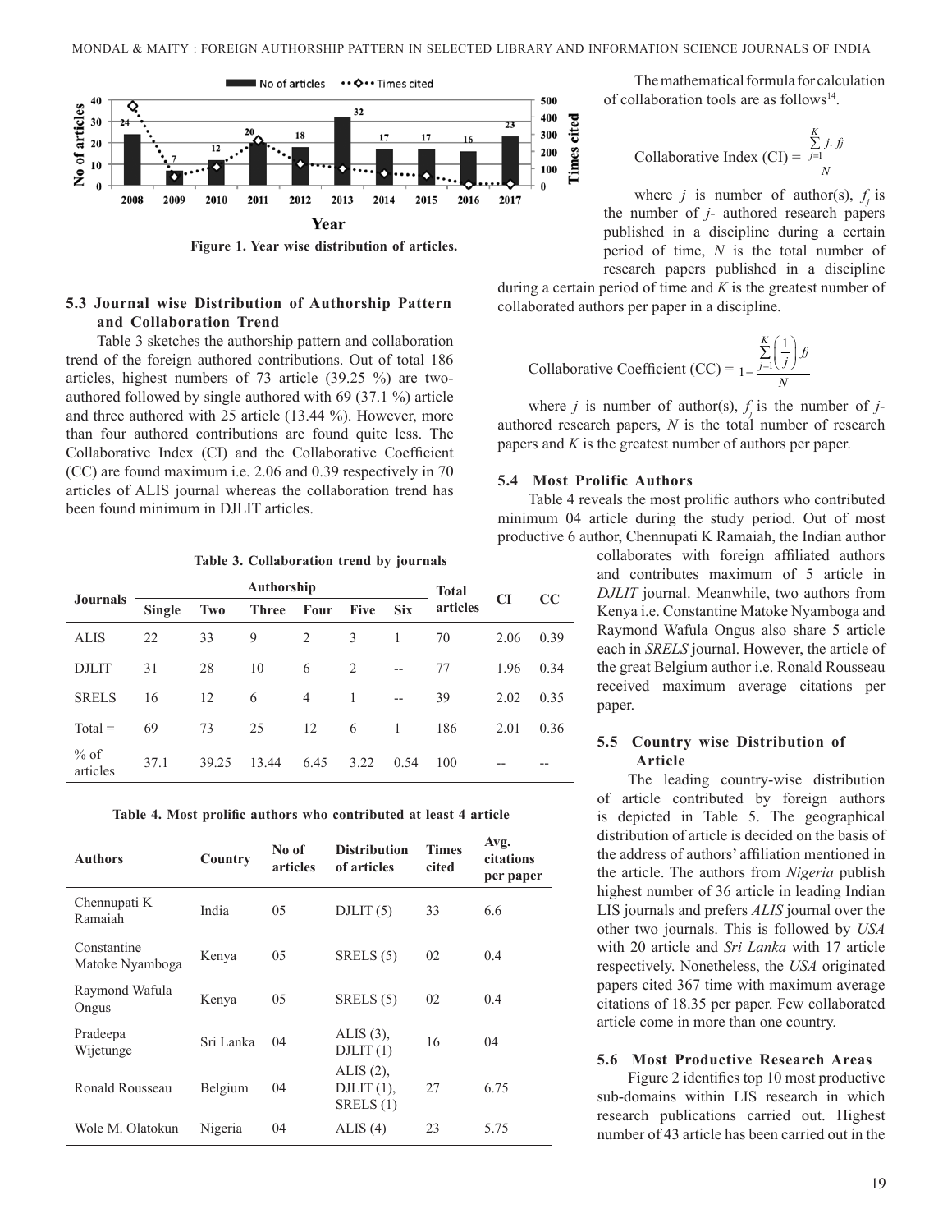Figure 1. Year wise distribution of articles.

### 5.3 Journal wise Distribution of Authorship Pattern and Collaboration Trend

Table 3 sketches the authorship pattern and collaboration trend of the foreign authored contributions. Out of total 186 articles, highest numbers of 73 article (39.25 %) are two-authored followed by single authored with 69 (37.1 %) article and three authored with 25 article (13.44 %). However, more than four authored contributions are found quite less. The Collaborative Index (CI) and the Collaborative Coefficient (CC) are found maximum i.e. 2.06 and 0.39 respectively in 70 articles of ALIS journal whereas the collaboration trend has been found minimum in DJLIT articles.

**Table 3. Collaboration trend by journals**

| Journals | Authorship | | | | | | Total articles | CI | CC |
|---|---|---|---|---|---|---|---|---|---|
| | Single | Two | Three | Four | Five | Six | | | |
| ALIS | 22 | 33 | 9 | 2 | 3 | 1 | 70 | 2.06 | 0.39 |
| DJLIT | 31 | 28 | 10 | 6 | 2 | -- | 77 | 1.96 | 0.34 |
| SRELS | 16 | 12 | 6 | 4 | 1 | -- | 39 | 2.02 | 0.35 |
| Total = | 69 | 73 | 25 | 12 | 6 | 1 | 186 | 2.01 | 0.36 |
| % of articles | 37.1 | 39.25 | 13.44 | 6.45 | 3.22 | 0.54 | 100 | -- | -- |

**Table 4. Most prolific authors who contributed at least 4 article**

| Authors | Country | No of articles | Distribution of articles | Times cited | Avg. citations per paper |
|---|---|---|---|---|---|
| Chennupati K Ramaiah | India | 05 | DJLIT (5) | 33 | 6.6 |
| Constantine Matoke Nyamboga | Kenya | 05 | SRELS (5) | 02 | 0.4 |
| Raymond Wafula Ongus | Kenya | 05 | SRELS (5) | 02 | 0.4 |
| Pradeepa Wijetunge | Sri Lanka | 04 | ALIS (3), DJLIT (1) | 16 | 04 |
| Ronald Rousseau | Belgium | 04 | ALIS (2), DJLIT (1), SRELS (1) | 27 | 6.75 |
| Wole M. Olatokun | Nigeria | 04 | ALIS (4) | 23 | 5.75 |

The mathematical formula for calculation of collaboration tools are as follows[14].

$$\text{Collaborative Index (CI)} = \frac{\sum_{j=1}^{K} j \cdot f_j}{N}$$

where $j$ is number of author(s), $f_j$ is the number of $j$- authored research papers published in a discipline during a certain period of time, $N$ is the total number of research papers published in a discipline during a certain period of time and $K$ is the greatest number of collaborated authors per paper in a discipline.

$$\text{Collaborative Coefficient (CC)} = 1 - \frac{\sum_{j=1}^{K} \left(\frac{1}{j}\right) f_j}{N}$$

where $j$ is number of author(s), $f_j$ is the number of $j$-authored research papers, $N$ is the total number of research papers and $K$ is the greatest number of authors per paper.

### 5.4 Most Prolific Authors

Table 4 reveals the most prolific authors who contributed minimum 04 article during the study period. Out of most productive 6 author, Chennupati K Ramaiah, the Indian author collaborates with foreign affiliated authors and contributes maximum of 5 article in *DJLIT* journal. Meanwhile, two authors from Kenya i.e. Constantine Matoke Nyamboga and Raymond Wafula Ongus also share 5 article each in *SRELS* journal. However, the article of the great Belgium author i.e. Ronald Rousseau received maximum average citations per paper.

### 5.5 Country wise Distribution of Article

The leading country-wise distribution of article contributed by foreign authors is depicted in Table 5. The geographical distribution of article is decided on the basis of the address of authors' affiliation mentioned in the article. The authors from *Nigeria* publish highest number of 36 article in leading Indian LIS journals and prefers *ALIS* journal over the other two journals. This is followed by *USA* with 20 article and *Sri Lanka* with 17 article respectively. Nonetheless, the *USA* originated papers cited 367 time with maximum average citations of 18.35 per paper. Few collaborated article come in more than one country.

### 5.6 Most Productive Research Areas

Figure 2 identifies top 10 most productive sub-domains within LIS research in which research publications carried out. Highest number of 43 article has been carried out in the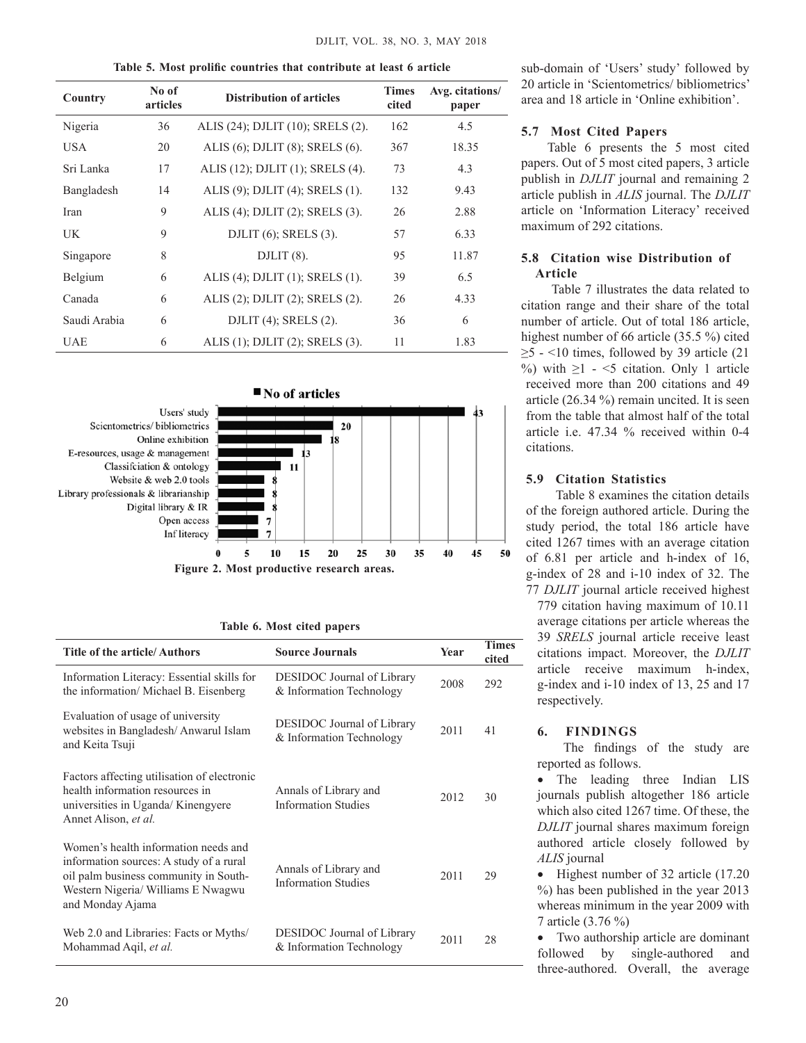**Table 5. Most prolific countries that contribute at least 6 article**

| Country | No of articles | Distribution of articles | Times cited | Avg. citations/ paper |
|---|---|---|---|---|
| Nigeria | 36 | ALIS (24); DJLIT (10); SRELS (2). | 162 | 4.5 |
| USA | 20 | ALIS (6); DJLIT (8); SRELS (6). | 367 | 18.35 |
| Sri Lanka | 17 | ALIS (12); DJLIT (1); SRELS (4). | 73 | 4.3 |
| Bangladesh | 14 | ALIS (9); DJLIT (4); SRELS (1). | 132 | 9.43 |
| Iran | 9 | ALIS (4); DJLIT (2); SRELS (3). | 26 | 2.88 |
| UK | 9 | DJLIT (6); SRELS (3). | 57 | 6.33 |
| Singapore | 8 | DJLIT (8). | 95 | 11.87 |
| Belgium | 6 | ALIS (4); DJLIT (1); SRELS (1). | 39 | 6.5 |
| Canada | 6 | ALIS (2); DJLIT (2); SRELS (2). | 26 | 4.33 |
| Saudi Arabia | 6 | DJLIT (4); SRELS (2). | 36 | 6 |
| UAE | 6 | ALIS (1); DJLIT (2); SRELS (3). | 11 | 1.83 |

**Figure 2. Most productive research areas.**

**Table 6. Most cited papers**

| Title of the article/ Authors | Source Journals | Year | Times cited |
|---|---|---|---|
| Information Literacy: Essential skills for the information/ Michael B. Eisenberg | DESIDOC Journal of Library & Information Technology | 2008 | 292 |
| Evaluation of usage of university websites in Bangladesh/ Anwarul Islam and Keita Tsuji | DESIDOC Journal of Library & Information Technology | 2011 | 41 |
| Factors affecting utilisation of electronic health information resources in universities in Uganda/ Kinengyere Annet Alison, *et al.* | Annals of Library and Information Studies | 2012 | 30 |
| Women's health information needs and information sources: A study of a rural oil palm business community in South-Western Nigeria/ Williams E Nwagwu and Monday Ajama | Annals of Library and Information Studies | 2011 | 29 |
| Web 2.0 and Libraries: Facts or Myths/ Mohammad Aqil, *et al.* | DESIDOC Journal of Library & Information Technology | 2011 | 28 |

sub-domain of 'Users' study' followed by 20 article in 'Scientometrics/ bibliometrics' area and 18 article in 'Online exhibition'.

### 5.7 Most Cited Papers

Table 6 presents the 5 most cited papers. Out of 5 most cited papers, 3 article publish in *DJLIT* journal and remaining 2 article publish in *ALIS* journal. The *DJLIT* article on 'Information Literacy' received maximum of 292 citations.

### 5.8 Citation wise Distribution of Article

Table 7 illustrates the data related to citation range and their share of the total number of article. Out of total 186 article, highest number of 66 article (35.5 %) cited ≥5 - <10 times, followed by 39 article (21 %) with ≥1 - <5 citation. Only 1 article received more than 200 citations and 49 article (26.34 %) remain uncited. It is seen from the table that almost half of the total article i.e. 47.34 % received within 0-4 citations.

### 5.9 Citation Statistics

Table 8 examines the citation details of the foreign authored article. During the study period, the total 186 article have cited 1267 times with an average citation of 6.81 per article and h-index of 16, g-index of 28 and i-10 index of 32. The 77 *DJLIT* journal article received highest 779 citation having maximum of 10.11 average citations per article whereas the 39 *SRELS* journal article receive least citations impact. Moreover, the *DJLIT* article receive maximum h-index, g-index and i-10 index of 13, 25 and 17 respectively.

## 6. FINDINGS

The findings of the study are reported as follows.

- The leading three Indian LIS journals publish altogether 186 article which also cited 1267 time. Of these, the *DJLIT* journal shares maximum foreign authored article closely followed by *ALIS* journal
- Highest number of 32 article (17.20 %) has been published in the year 2013 whereas minimum in the year 2009 with 7 article (3.76 %)
- Two authorship article are dominant followed by single-authored and three-authored. Overall, the average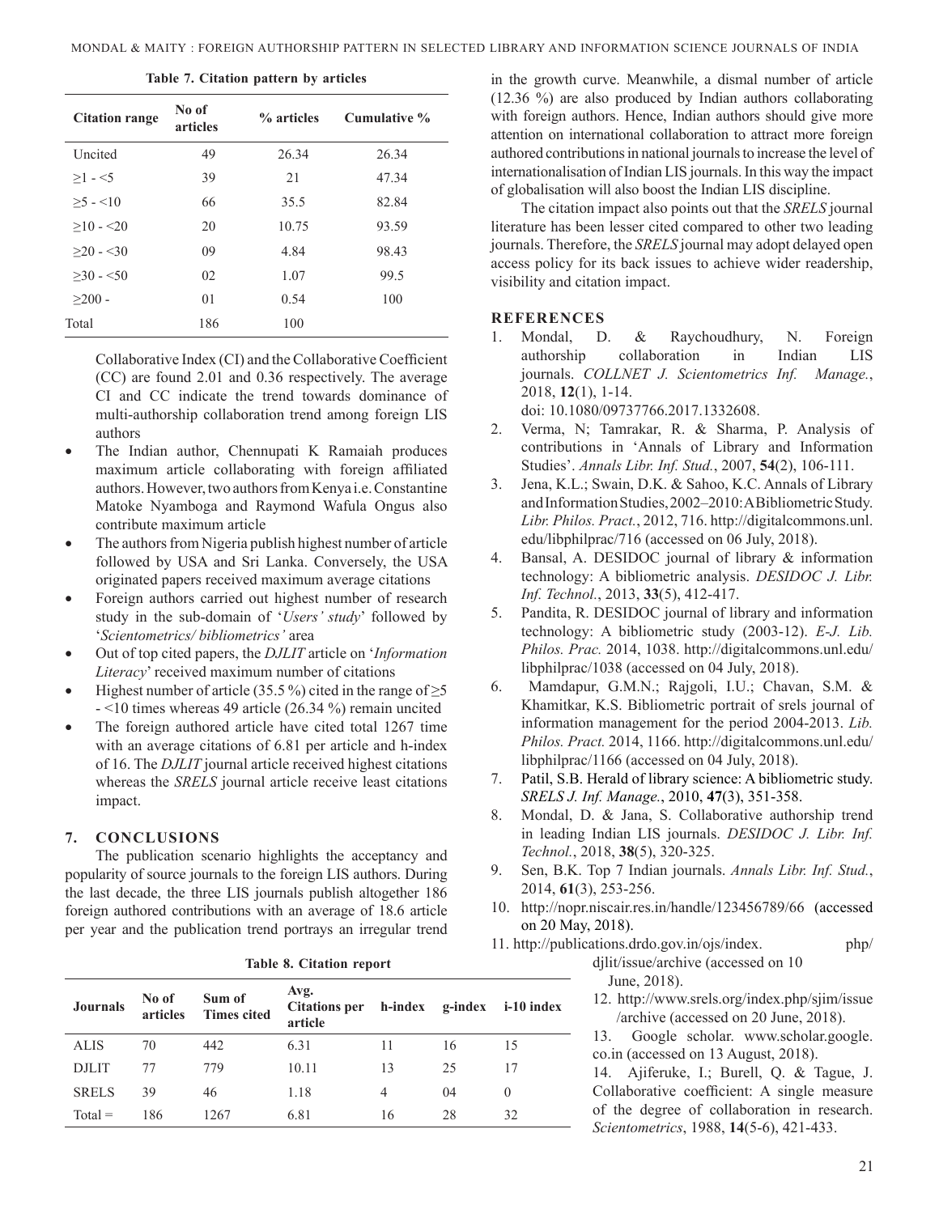**Table 7. Citation pattern by articles**

| Citation range | No of articles | % articles | Cumulative % |
|---|---|---|---|
| Uncited | 49 | 26.34 | 26.34 |
| ≥1 - <5 | 39 | 21 | 47.34 |
| ≥5 - <10 | 66 | 35.5 | 82.84 |
| ≥10 - <20 | 20 | 10.75 | 93.59 |
| ≥20 - <30 | 09 | 4.84 | 98.43 |
| ≥30 - <50 | 02 | 1.07 | 99.5 |
| ≥200 - | 01 | 0.54 | 100 |
| Total | 186 | 100 | |

Collaborative Index (CI) and the Collaborative Coefficient (CC) are found 2.01 and 0.36 respectively. The average CI and CC indicate the trend towards dominance of multi-authorship collaboration trend among foreign LIS authors

- The Indian author, Chennupati K Ramaiah produces maximum article collaborating with foreign affiliated authors. However, two authors from Kenya i.e. Constantine Matoke Nyamboga and Raymond Wafula Ongus also contribute maximum article
- The authors from Nigeria publish highest number of article followed by USA and Sri Lanka. Conversely, the USA originated papers received maximum average citations
- Foreign authors carried out highest number of research study in the sub-domain of '*Users' study*' followed by '*Scientometrics/ bibliometrics'* area
- Out of top cited papers, the *DJLIT* article on '*Information Literacy*' received maximum number of citations
- Highest number of article (35.5 %) cited in the range of ≥5 - <10 times whereas 49 article (26.34 %) remain uncited
- The foreign authored article have cited total 1267 time with an average citations of 6.81 per article and h-index of 16. The *DJLIT* journal article received highest citations whereas the *SRELS* journal article receive least citations impact.

## 7. CONCLUSIONS

The publication scenario highlights the acceptancy and popularity of source journals to the foreign LIS authors. During the last decade, the three LIS journals publish altogether 186 foreign authored contributions with an average of 18.6 article per year and the publication trend portrays an irregular trend in the growth curve. Meanwhile, a dismal number of article (12.36 %) are also produced by Indian authors collaborating with foreign authors. Hence, Indian authors should give more attention on international collaboration to attract more foreign authored contributions in national journals to increase the level of internationalisation of Indian LIS journals. In this way the impact of globalisation will also boost the Indian LIS discipline.

The citation impact also points out that the *SRELS* journal literature has been lesser cited compared to other two leading journals. Therefore, the *SRELS* journal may adopt delayed open access policy for its back issues to achieve wider readership, visibility and citation impact.

**Table 8. Citation report**

| Journals | No of articles | Sum of Times cited | Avg. Citations per article | h-index | g-index | i-10 index |
|---|---|---|---|---|---|---|
| ALIS | 70 | 442 | 6.31 | 11 | 16 | 15 |
| DJLIT | 77 | 779 | 10.11 | 13 | 25 | 17 |
| SRELS | 39 | 46 | 1.18 | 4 | 04 | 0 |
| Total = | 186 | 1267 | 6.81 | 16 | 28 | 32 |

## REFERENCES

1. Mondal, D. & Raychoudhury, N. Foreign authorship collaboration in Indian LIS journals. *COLLNET J. Scientometrics Inf. Manage.*, 2018, **12**(1), 1-14. doi: 10.1080/09737766.2017.1332608.
2. Verma, N; Tamrakar, R. & Sharma, P. Analysis of contributions in 'Annals of Library and Information Studies'. *Annals Libr. Inf. Stud.*, 2007, **54**(2), 106-111.
3. Jena, K.L.; Swain, D.K. & Sahoo, K.C. Annals of Library and Information Studies, 2002–2010: A Bibliometric Study. *Libr. Philos. Pract.*, 2012, 716. http://digitalcommons.unl.edu/libphilprac/716 (accessed on 06 July, 2018).
4. Bansal, A. DESIDOC journal of library & information technology: A bibliometric analysis. *DESIDOC J. Libr. Inf. Technol.*, 2013, **33**(5), 412-417.
5. Pandita, R. DESIDOC journal of library and information technology: A bibliometric study (2003-12). *E-J. Lib. Philos. Prac.* 2014, 1038. http://digitalcommons.unl.edu/libphilprac/1038 (accessed on 04 July, 2018).
6. Mamdapur, G.M.N.; Rajgoli, I.U.; Chavan, S.M. & Khamitkar, K.S. Bibliometric portrait of srels journal of information management for the period 2004-2013. *Lib. Philos. Pract.* 2014, 1166. http://digitalcommons.unl.edu/libphilprac/1166 (accessed on 04 July, 2018).
7. Patil, S.B. Herald of library science: A bibliometric study. *SRELS J. Inf. Manage.*, 2010, **47**(3), 351-358.
8. Mondal, D. & Jana, S. Collaborative authorship trend in leading Indian LIS journals. *DESIDOC J. Libr. Inf. Technol.*, 2018, **38**(5), 320-325.
9. Sen, B.K. Top 7 Indian journals. *Annals Libr. Inf. Stud.*, 2014, **61**(3), 253-256.
10. http://nopr.niscair.res.in/handle/123456789/66 (accessed on 20 May, 2018).
11. http://publications.drdo.gov.in/ojs/index.php/djlit/issue/archive (accessed on 10 June, 2018).
12. http://www.srels.org/index.php/sjim/issue/archive (accessed on 20 June, 2018).
13. Google scholar. www.scholar.google.co.in (accessed on 13 August, 2018).
14. Ajiferuke, I.; Burell, Q. & Tague, J. Collaborative coefficient: A single measure of the degree of collaboration in research. *Scientometrics*, 1988, **14**(5-6), 421-433.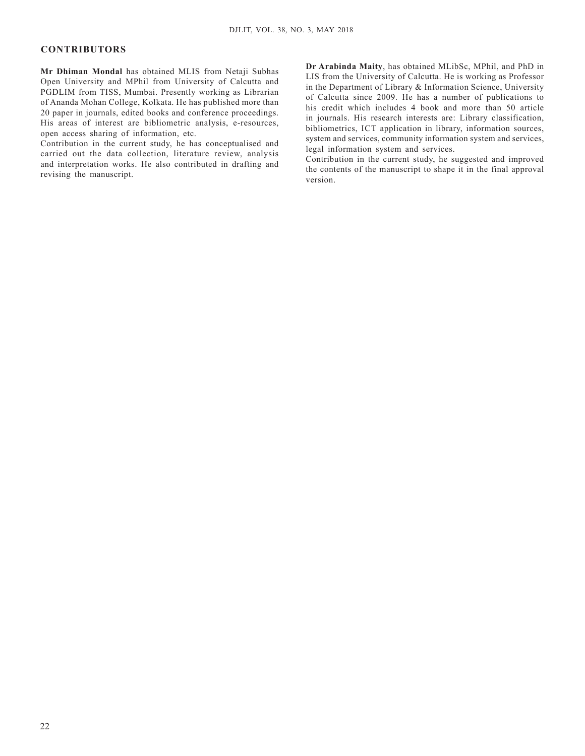## CONTRIBUTORS

**Mr Dhiman Mondal** has obtained MLIS from Netaji Subhas Open University and MPhil from University of Calcutta and PGDLIM from TISS, Mumbai. Presently working as Librarian of Ananda Mohan College, Kolkata. He has published more than 20 paper in journals, edited books and conference proceedings. His areas of interest are bibliometric analysis, e-resources, open access sharing of information, etc.

Contribution in the current study, he has conceptualised and carried out the data collection, literature review, analysis and interpretation works. He also contributed in drafting and revising the manuscript.

**Dr Arabinda Maity**, has obtained MLibSc, MPhil, and PhD in LIS from the University of Calcutta. He is working as Professor in the Department of Library & Information Science, University of Calcutta since 2009. He has a number of publications to his credit which includes 4 book and more than 50 article in journals. His research interests are: Library classification, bibliometrics, ICT application in library, information sources, system and services, community information system and services, legal information system and services.

Contribution in the current study, he suggested and improved the contents of the manuscript to shape it in the final approval version.